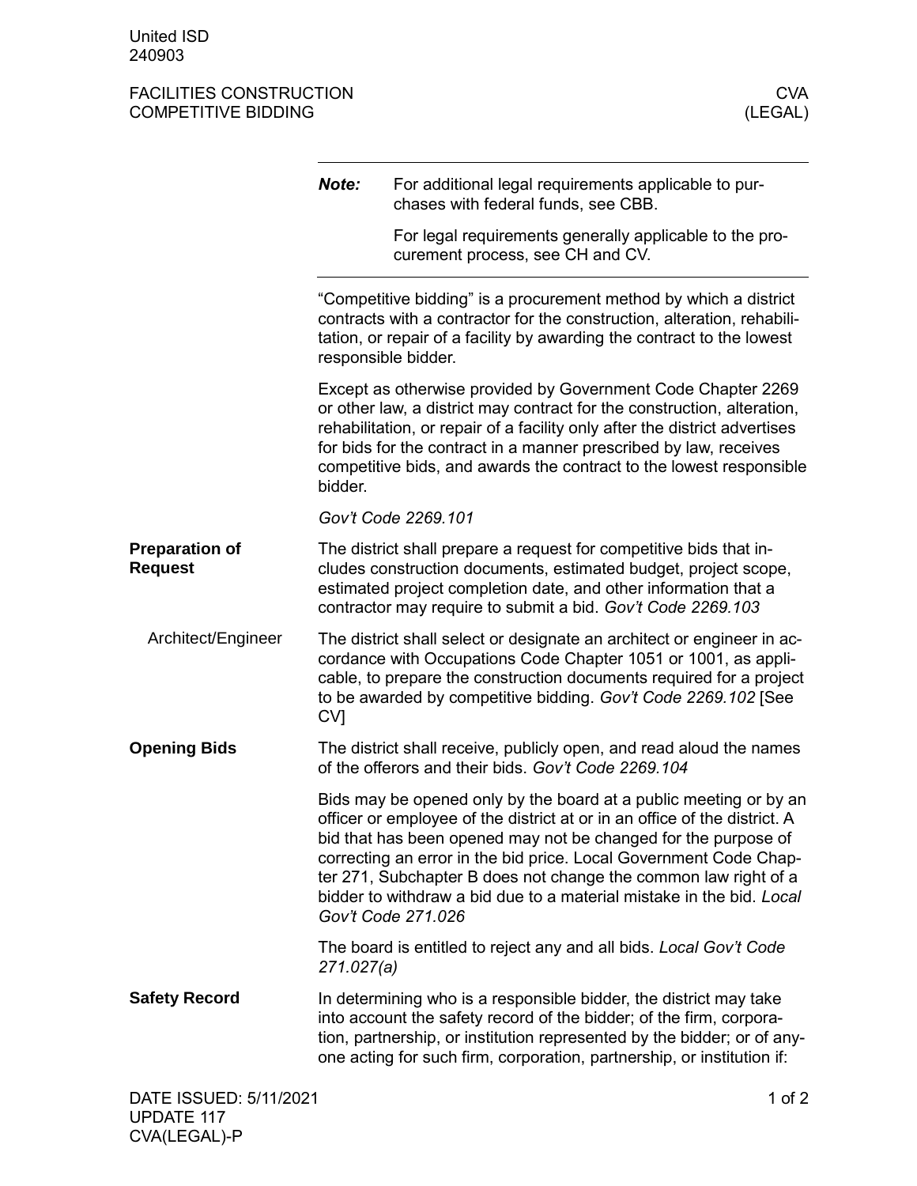# FACILITIES CONSTRUCTION COMPETITIVE BIDDING

# CVA (LEGAL)

> ***Note:*** For additional legal requirements applicable to purchases with federal funds, see CBB.
>
> For legal requirements generally applicable to the procurement process, see CH and CV.

"Competitive bidding" is a procurement method by which a district contracts with a contractor for the construction, alteration, rehabilitation, or repair of a facility by awarding the contract to the lowest responsible bidder.

Except as otherwise provided by Government Code Chapter 2269 or other law, a district may contract for the construction, alteration, rehabilitation, or repair of a facility only after the district advertises for bids for the contract in a manner prescribed by law, receives competitive bids, and awards the contract to the lowest responsible bidder.

*Gov't Code 2269.101*

## Preparation of Request

The district shall prepare a request for competitive bids that includes construction documents, estimated budget, project scope, estimated project completion date, and other information that a contractor may require to submit a bid. *Gov't Code 2269.103*

### Architect/Engineer

The district shall select or designate an architect or engineer in accordance with Occupations Code Chapter 1051 or 1001, as applicable, to prepare the construction documents required for a project to be awarded by competitive bidding. *Gov't Code 2269.102* [See CV]

## Opening Bids

The district shall receive, publicly open, and read aloud the names of the offerors and their bids. *Gov't Code 2269.104*

Bids may be opened only by the board at a public meeting or by an officer or employee of the district at or in an office of the district. A bid that has been opened may not be changed for the purpose of correcting an error in the bid price. Local Government Code Chapter 271, Subchapter B does not change the common law right of a bidder to withdraw a bid due to a material mistake in the bid. *Local Gov't Code 271.026*

The board is entitled to reject any and all bids. *Local Gov't Code 271.027(a)*

## Safety Record

In determining who is a responsible bidder, the district may take into account the safety record of the bidder; of the firm, corporation, partnership, or institution represented by the bidder; or of anyone acting for such firm, corporation, partnership, or institution if: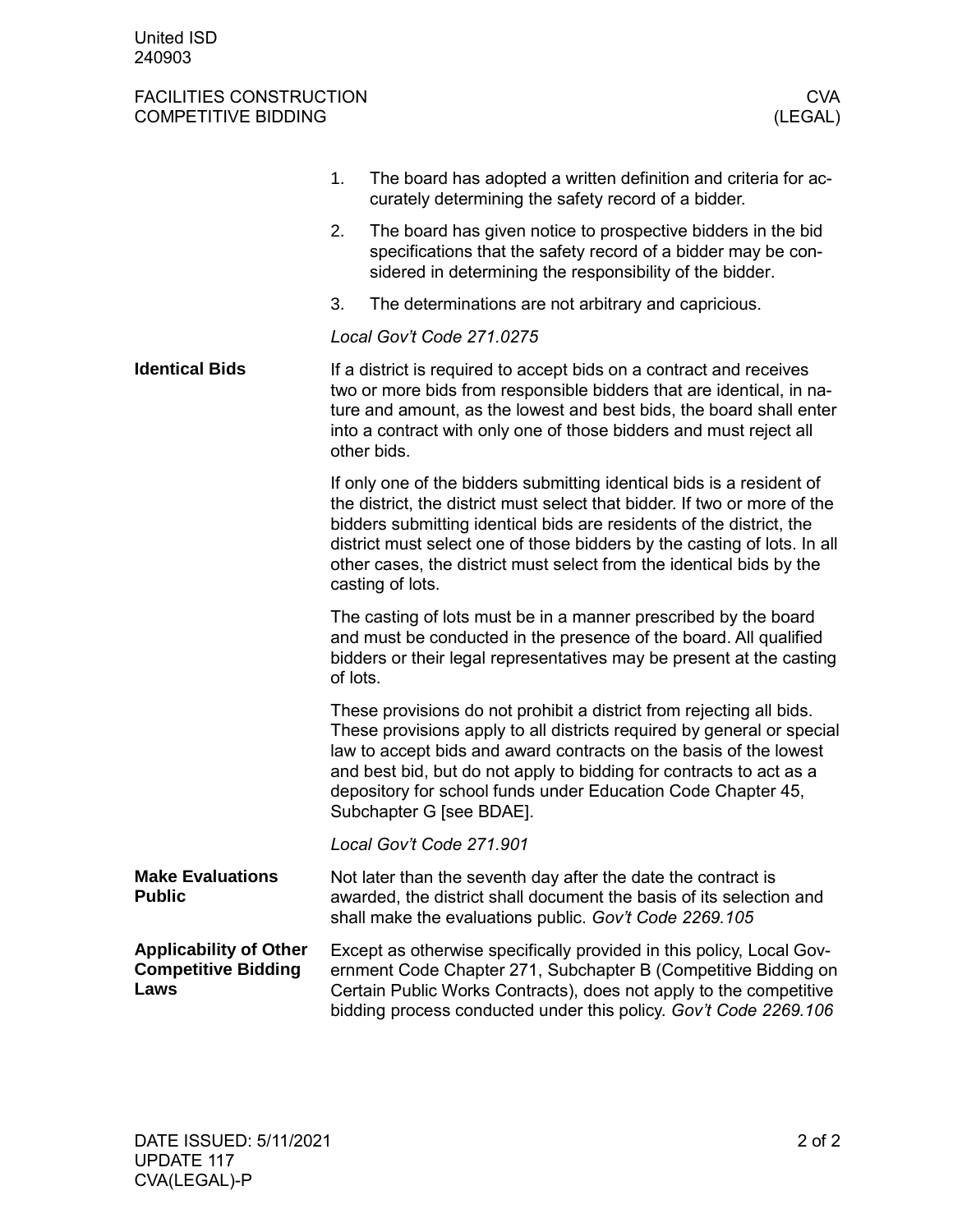1. The board has adopted a written definition and criteria for accurately determining the safety record of a bidder.
2. The board has given notice to prospective bidders in the bid specifications that the safety record of a bidder may be considered in determining the responsibility of the bidder.
3. The determinations are not arbitrary and capricious.

*Local Gov't Code 271.0275*

## Identical Bids

If a district is required to accept bids on a contract and receives two or more bids from responsible bidders that are identical, in nature and amount, as the lowest and best bids, the board shall enter into a contract with only one of those bidders and must reject all other bids.

If only one of the bidders submitting identical bids is a resident of the district, the district must select that bidder. If two or more of the bidders submitting identical bids are residents of the district, the district must select one of those bidders by the casting of lots. In all other cases, the district must select from the identical bids by the casting of lots.

The casting of lots must be in a manner prescribed by the board and must be conducted in the presence of the board. All qualified bidders or their legal representatives may be present at the casting of lots.

These provisions do not prohibit a district from rejecting all bids. These provisions apply to all districts required by general or special law to accept bids and award contracts on the basis of the lowest and best bid, but do not apply to bidding for contracts to act as a depository for school funds under Education Code Chapter 45, Subchapter G [see BDAE].

*Local Gov't Code 271.901*

## Make Evaluations Public

Not later than the seventh day after the date the contract is awarded, the district shall document the basis of its selection and shall make the evaluations public. *Gov't Code 2269.105*

## Applicability of Other Competitive Bidding Laws

Except as otherwise specifically provided in this policy, Local Government Code Chapter 271, Subchapter B (Competitive Bidding on Certain Public Works Contracts), does not apply to the competitive bidding process conducted under this policy. *Gov't Code 2269.106*